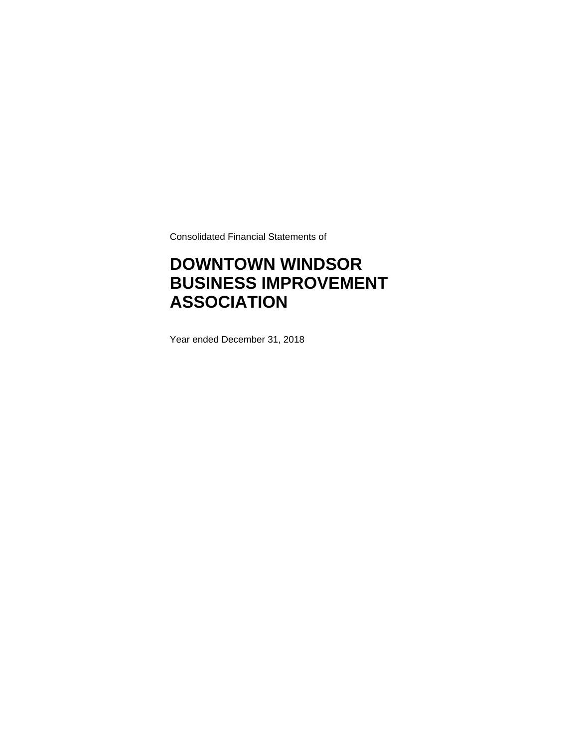Consolidated Financial Statements of

# DOWNTOWN WINDSOR BUSINESS IMPROVEMENT ASSOCIATION

Year ended December 31, 2018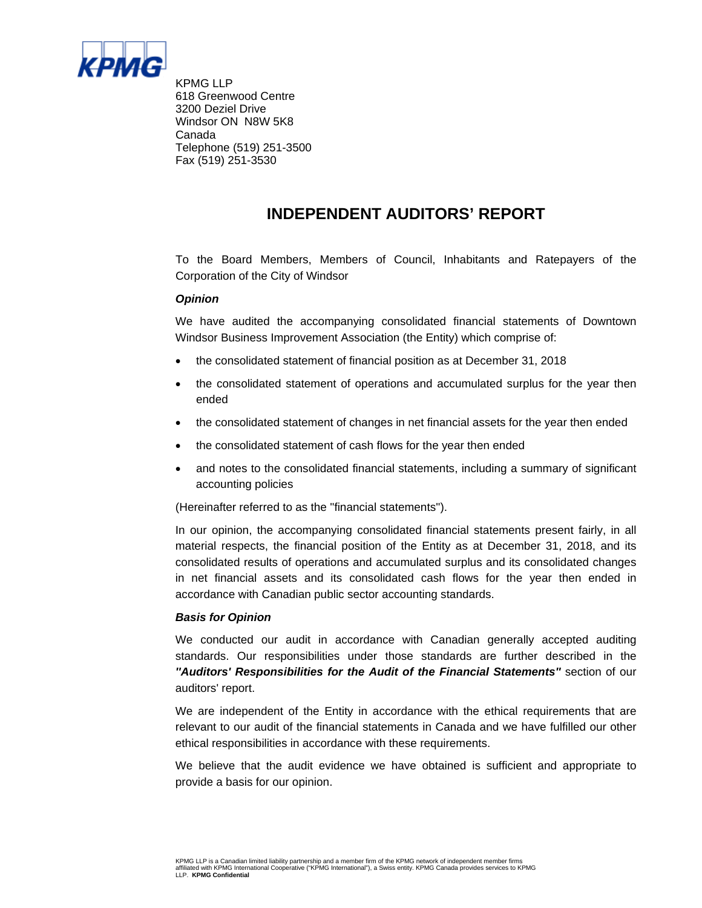KPMG LLP
618 Greenwood Centre
3200 Deziel Drive
Windsor ON N8W 5K8
Canada
Telephone (519) 251-3500
Fax (519) 251-3530

# INDEPENDENT AUDITORS' REPORT

To the Board Members, Members of Council, Inhabitants and Ratepayers of the Corporation of the City of Windsor

***Opinion***

We have audited the accompanying consolidated financial statements of Downtown Windsor Business Improvement Association (the Entity) which comprise of:

- the consolidated statement of financial position as at December 31, 2018
- the consolidated statement of operations and accumulated surplus for the year then ended
- the consolidated statement of changes in net financial assets for the year then ended
- the consolidated statement of cash flows for the year then ended
- and notes to the consolidated financial statements, including a summary of significant accounting policies

(Hereinafter referred to as the "financial statements").

In our opinion, the accompanying consolidated financial statements present fairly, in all material respects, the financial position of the Entity as at December 31, 2018, and its consolidated results of operations and accumulated surplus and its consolidated changes in net financial assets and its consolidated cash flows for the year then ended in accordance with Canadian public sector accounting standards.

***Basis for Opinion***

We conducted our audit in accordance with Canadian generally accepted auditing standards. Our responsibilities under those standards are further described in the ***"Auditors' Responsibilities for the Audit of the Financial Statements"*** section of our auditors' report.

We are independent of the Entity in accordance with the ethical requirements that are relevant to our audit of the financial statements in Canada and we have fulfilled our other ethical responsibilities in accordance with these requirements.

We believe that the audit evidence we have obtained is sufficient and appropriate to provide a basis for our opinion.

KPMG LLP is a Canadian limited liability partnership and a member firm of the KPMG network of independent member firms affiliated with KPMG International Cooperative ("KPMG International"), a Swiss entity. KPMG Canada provides services to KPMG LLP. **KPMG Confidential**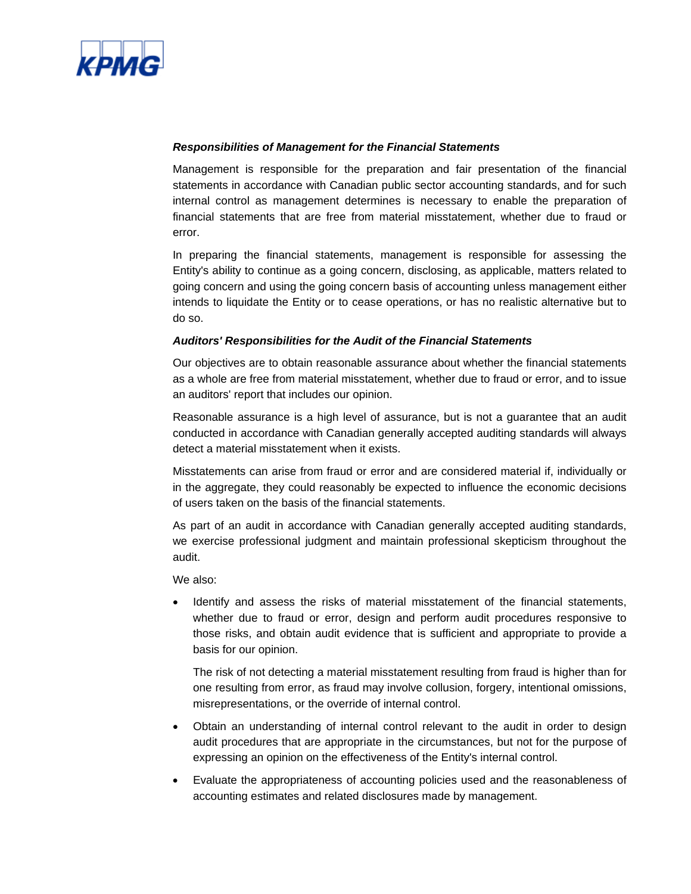***Responsibilities of Management for the Financial Statements***

Management is responsible for the preparation and fair presentation of the financial statements in accordance with Canadian public sector accounting standards, and for such internal control as management determines is necessary to enable the preparation of financial statements that are free from material misstatement, whether due to fraud or error.

In preparing the financial statements, management is responsible for assessing the Entity's ability to continue as a going concern, disclosing, as applicable, matters related to going concern and using the going concern basis of accounting unless management either intends to liquidate the Entity or to cease operations, or has no realistic alternative but to do so.

***Auditors' Responsibilities for the Audit of the Financial Statements***

Our objectives are to obtain reasonable assurance about whether the financial statements as a whole are free from material misstatement, whether due to fraud or error, and to issue an auditors' report that includes our opinion.

Reasonable assurance is a high level of assurance, but is not a guarantee that an audit conducted in accordance with Canadian generally accepted auditing standards will always detect a material misstatement when it exists.

Misstatements can arise from fraud or error and are considered material if, individually or in the aggregate, they could reasonably be expected to influence the economic decisions of users taken on the basis of the financial statements.

As part of an audit in accordance with Canadian generally accepted auditing standards, we exercise professional judgment and maintain professional skepticism throughout the audit.

We also:

- Identify and assess the risks of material misstatement of the financial statements, whether due to fraud or error, design and perform audit procedures responsive to those risks, and obtain audit evidence that is sufficient and appropriate to provide a basis for our opinion.

  The risk of not detecting a material misstatement resulting from fraud is higher than for one resulting from error, as fraud may involve collusion, forgery, intentional omissions, misrepresentations, or the override of internal control.

- Obtain an understanding of internal control relevant to the audit in order to design audit procedures that are appropriate in the circumstances, but not for the purpose of expressing an opinion on the effectiveness of the Entity's internal control.

- Evaluate the appropriateness of accounting policies used and the reasonableness of accounting estimates and related disclosures made by management.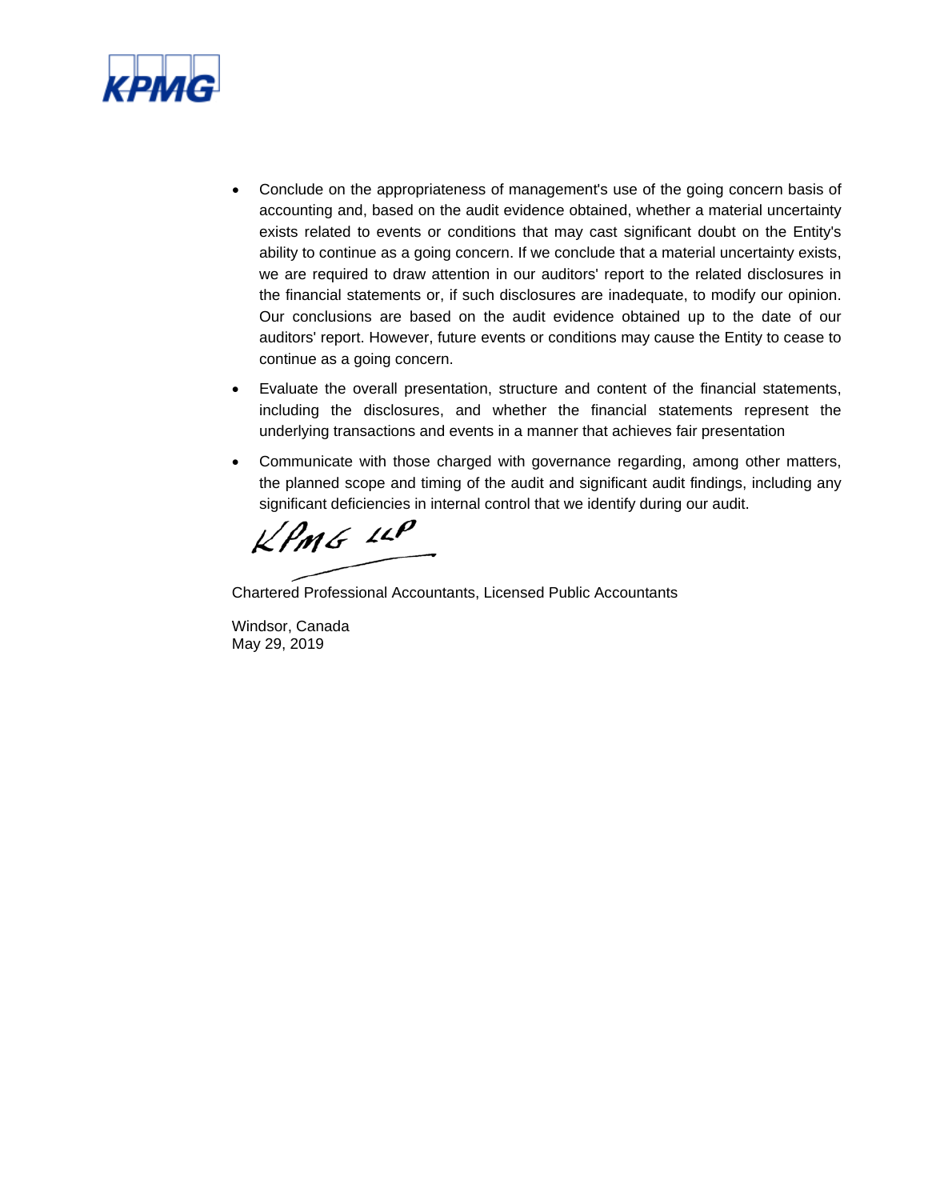- Conclude on the appropriateness of management's use of the going concern basis of accounting and, based on the audit evidence obtained, whether a material uncertainty exists related to events or conditions that may cast significant doubt on the Entity's ability to continue as a going concern. If we conclude that a material uncertainty exists, we are required to draw attention in our auditors' report to the related disclosures in the financial statements or, if such disclosures are inadequate, to modify our opinion. Our conclusions are based on the audit evidence obtained up to the date of our auditors' report. However, future events or conditions may cause the Entity to cease to continue as a going concern.
- Evaluate the overall presentation, structure and content of the financial statements, including the disclosures, and whether the financial statements represent the underlying transactions and events in a manner that achieves fair presentation
- Communicate with those charged with governance regarding, among other matters, the planned scope and timing of the audit and significant audit findings, including any significant deficiencies in internal control that we identify during our audit.

KPMG LLP

Chartered Professional Accountants, Licensed Public Accountants

Windsor, Canada
May 29, 2019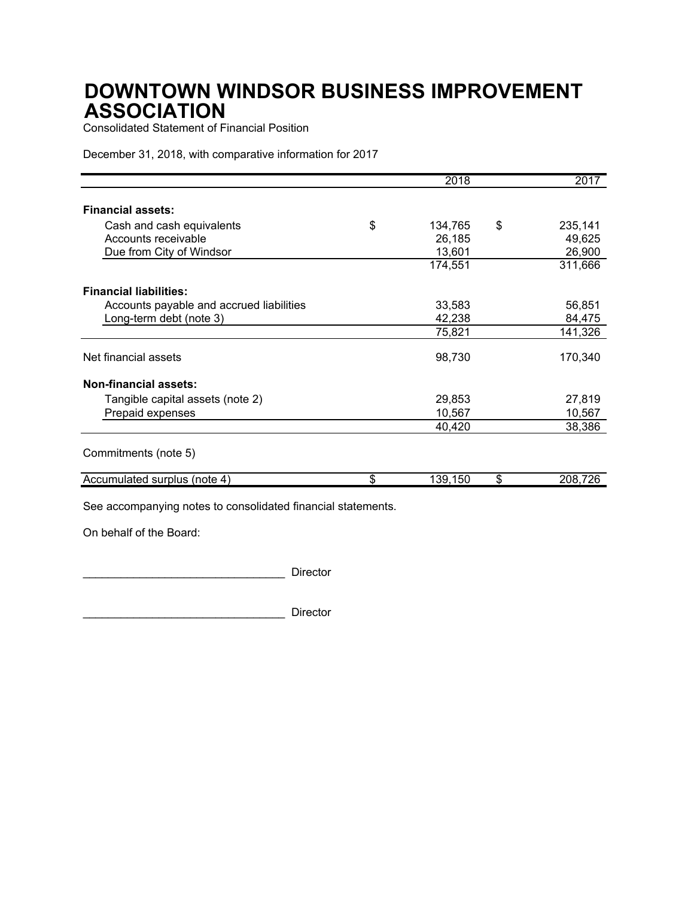# DOWNTOWN WINDSOR BUSINESS IMPROVEMENT ASSOCIATION

Consolidated Statement of Financial Position

December 31, 2018, with comparative information for 2017

| | 2018 | 2017 |
|---|---|---|
| **Financial assets:** | | |
| Cash and cash equivalents | $ 134,765 | $ 235,141 |
| Accounts receivable | 26,185 | 49,625 |
| Due from City of Windsor | 13,601 | 26,900 |
| | 174,551 | 311,666 |
| **Financial liabilities:** | | |
| Accounts payable and accrued liabilities | 33,583 | 56,851 |
| Long-term debt (note 3) | 42,238 | 84,475 |
| | 75,821 | 141,326 |
| Net financial assets | 98,730 | 170,340 |
| **Non-financial assets:** | | |
| Tangible capital assets (note 2) | 29,853 | 27,819 |
| Prepaid expenses | 10,567 | 10,567 |
| | 40,420 | 38,386 |
| Commitments (note 5) | | |
| Accumulated surplus (note 4) | $ 139,150 | $ 208,726 |

See accompanying notes to consolidated financial statements.

On behalf of the Board:

________________________________ Director

________________________________ Director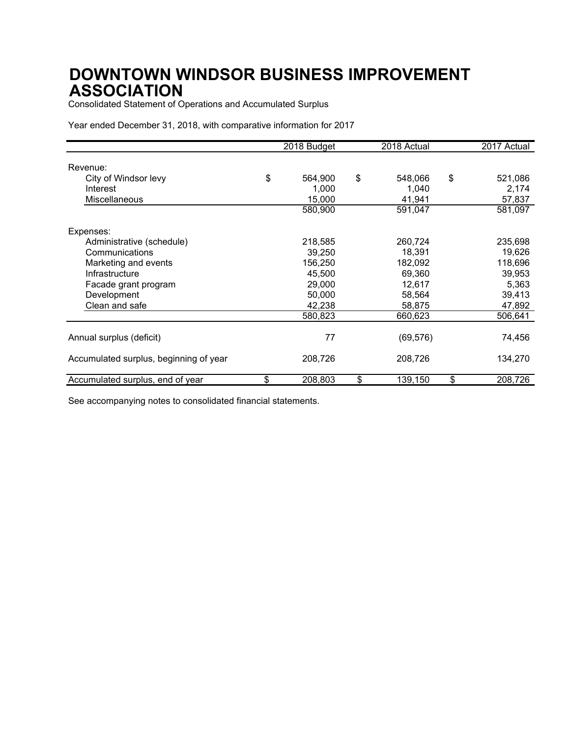# DOWNTOWN WINDSOR BUSINESS IMPROVEMENT ASSOCIATION

Consolidated Statement of Operations and Accumulated Surplus

Year ended December 31, 2018, with comparative information for 2017

| | 2018 Budget | 2018 Actual | 2017 Actual |
|---|---|---|---|
| Revenue: | | | |
| City of Windsor levy | $ 564,900 | $ 548,066 | $ 521,086 |
| Interest | 1,000 | 1,040 | 2,174 |
| Miscellaneous | 15,000 | 41,941 | 57,837 |
| | 580,900 | 591,047 | 581,097 |
| Expenses: | | | |
| Administrative (schedule) | 218,585 | 260,724 | 235,698 |
| Communications | 39,250 | 18,391 | 19,626 |
| Marketing and events | 156,250 | 182,092 | 118,696 |
| Infrastructure | 45,500 | 69,360 | 39,953 |
| Facade grant program | 29,000 | 12,617 | 5,363 |
| Development | 50,000 | 58,564 | 39,413 |
| Clean and safe | 42,238 | 58,875 | 47,892 |
| | 580,823 | 660,623 | 506,641 |
| Annual surplus (deficit) | 77 | (69,576) | 74,456 |
| Accumulated surplus, beginning of year | 208,726 | 208,726 | 134,270 |
| Accumulated surplus, end of year | $ 208,803 | $ 139,150 | $ 208,726 |

See accompanying notes to consolidated financial statements.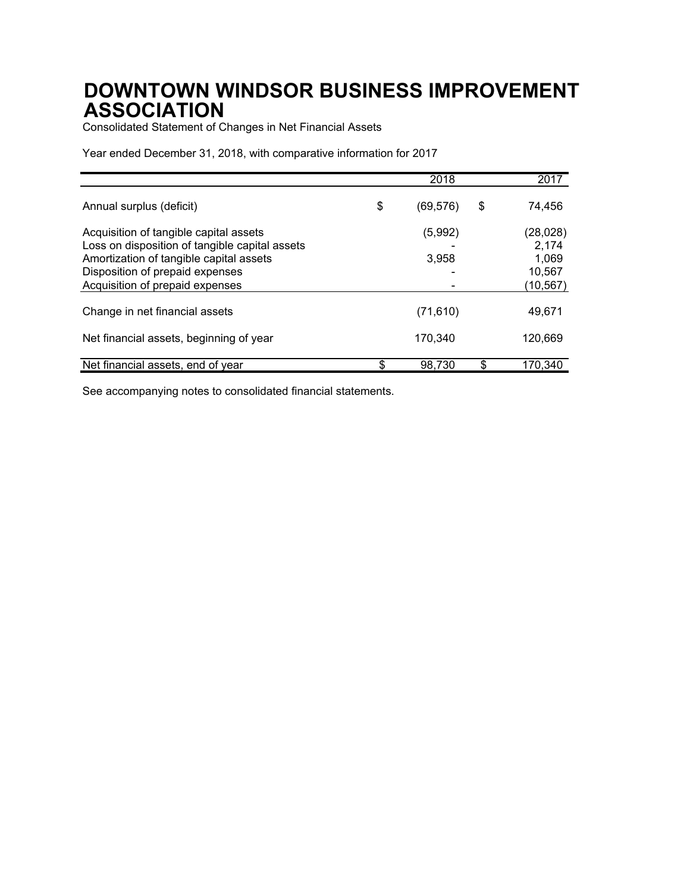# DOWNTOWN WINDSOR BUSINESS IMPROVEMENT ASSOCIATION

Consolidated Statement of Changes in Net Financial Assets

Year ended December 31, 2018, with comparative information for 2017

| | 2018 | 2017 |
|---|---|---|
| Annual surplus (deficit) | $ (69,576) | $ 74,456 |
| Acquisition of tangible capital assets | (5,992) | (28,028) |
| Loss on disposition of tangible capital assets | - | 2,174 |
| Amortization of tangible capital assets | 3,958 | 1,069 |
| Disposition of prepaid expenses | - | 10,567 |
| Acquisition of prepaid expenses | - | (10,567) |
| Change in net financial assets | (71,610) | 49,671 |
| Net financial assets, beginning of year | 170,340 | 120,669 |
| Net financial assets, end of year | $ 98,730 | $ 170,340 |

See accompanying notes to consolidated financial statements.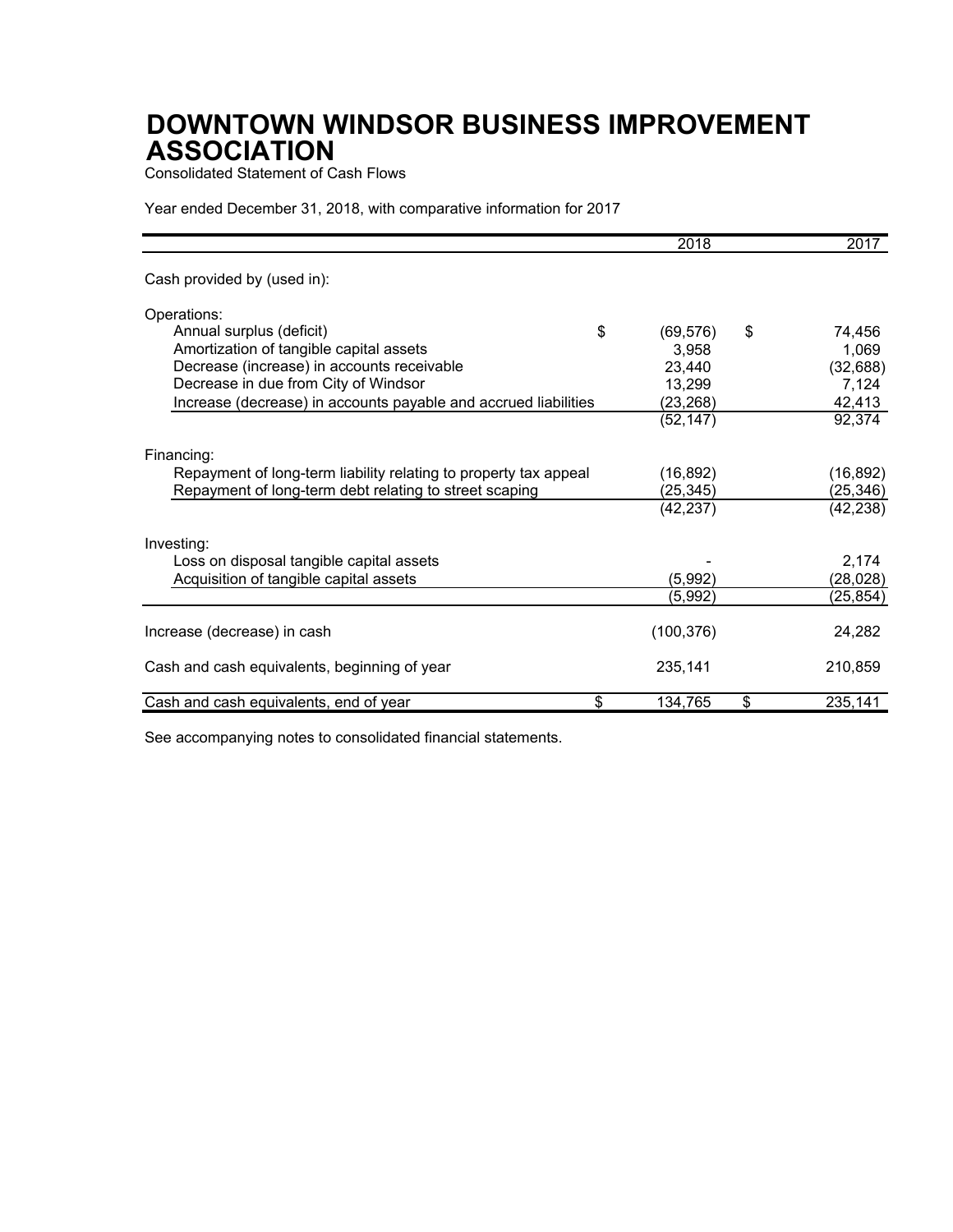# DOWNTOWN WINDSOR BUSINESS IMPROVEMENT ASSOCIATION

Consolidated Statement of Cash Flows

Year ended December 31, 2018, with comparative information for 2017

| | 2018 | 2017 |
|---|---|---|
| Cash provided by (used in): | | |
| Operations: | | |
| Annual surplus (deficit) | $ (69,576) | $ 74,456 |
| Amortization of tangible capital assets | 3,958 | 1,069 |
| Decrease (increase) in accounts receivable | 23,440 | (32,688) |
| Decrease in due from City of Windsor | 13,299 | 7,124 |
| Increase (decrease) in accounts payable and accrued liabilities | (23,268) | 42,413 |
| | (52,147) | 92,374 |
| Financing: | | |
| Repayment of long-term liability relating to property tax appeal | (16,892) | (16,892) |
| Repayment of long-term debt relating to street scaping | (25,345) | (25,346) |
| | (42,237) | (42,238) |
| Investing: | | |
| Loss on disposal tangible capital assets | - | 2,174 |
| Acquisition of tangible capital assets | (5,992) | (28,028) |
| | (5,992) | (25,854) |
| Increase (decrease) in cash | (100,376) | 24,282 |
| Cash and cash equivalents, beginning of year | 235,141 | 210,859 |
| Cash and cash equivalents, end of year | $ 134,765 | $ 235,141 |

See accompanying notes to consolidated financial statements.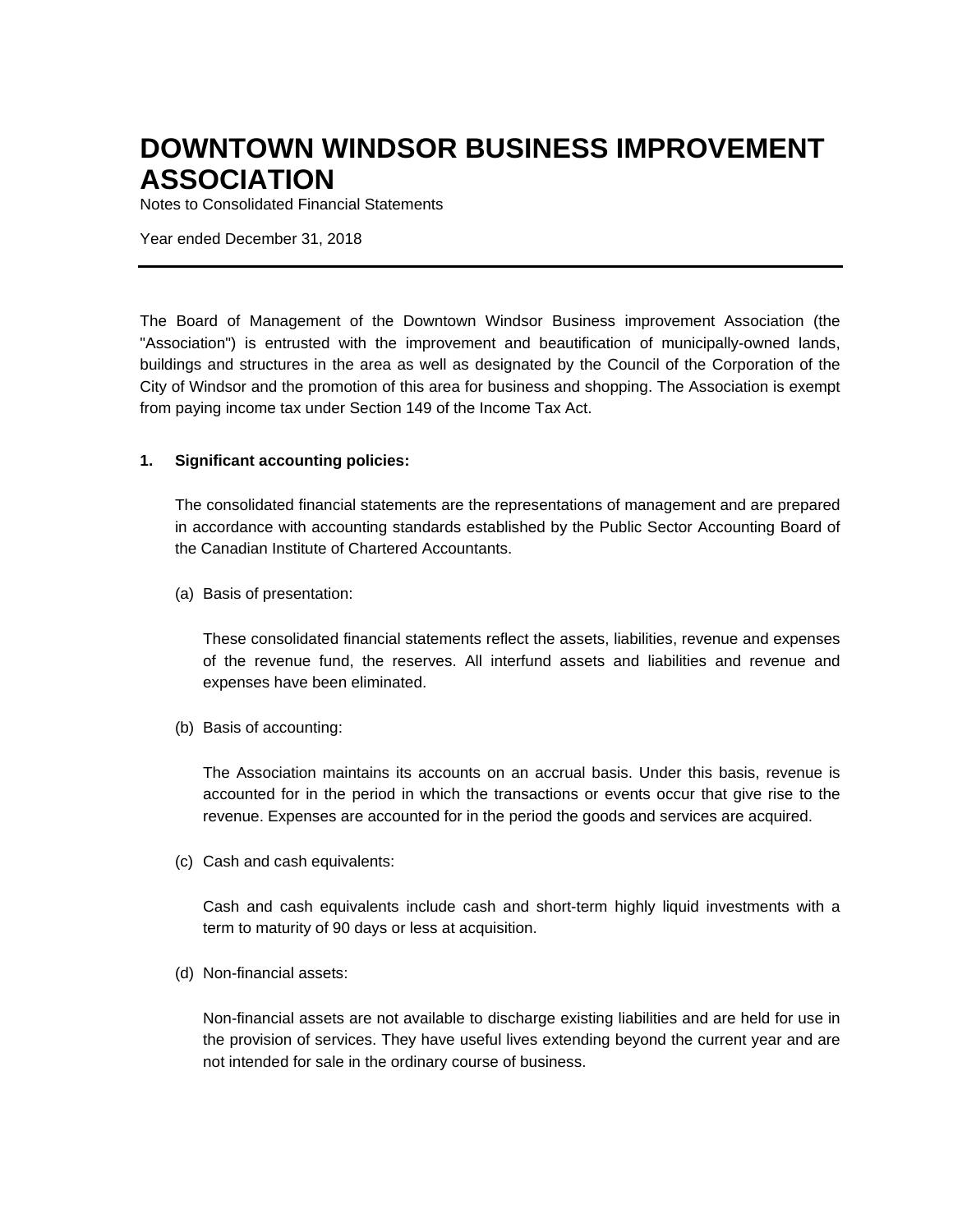# DOWNTOWN WINDSOR BUSINESS IMPROVEMENT ASSOCIATION

Notes to Consolidated Financial Statements

Year ended December 31, 2018

---

The Board of Management of the Downtown Windsor Business improvement Association (the "Association") is entrusted with the improvement and beautification of municipally-owned lands, buildings and structures in the area as well as designated by the Council of the Corporation of the City of Windsor and the promotion of this area for business and shopping. The Association is exempt from paying income tax under Section 149 of the Income Tax Act.

**1. Significant accounting policies:**

The consolidated financial statements are the representations of management and are prepared in accordance with accounting standards established by the Public Sector Accounting Board of the Canadian Institute of Chartered Accountants.

(a) Basis of presentation:

These consolidated financial statements reflect the assets, liabilities, revenue and expenses of the revenue fund, the reserves. All interfund assets and liabilities and revenue and expenses have been eliminated.

(b) Basis of accounting:

The Association maintains its accounts on an accrual basis. Under this basis, revenue is accounted for in the period in which the transactions or events occur that give rise to the revenue. Expenses are accounted for in the period the goods and services are acquired.

(c) Cash and cash equivalents:

Cash and cash equivalents include cash and short-term highly liquid investments with a term to maturity of 90 days or less at acquisition.

(d) Non-financial assets:

Non-financial assets are not available to discharge existing liabilities and are held for use in the provision of services. They have useful lives extending beyond the current year and are not intended for sale in the ordinary course of business.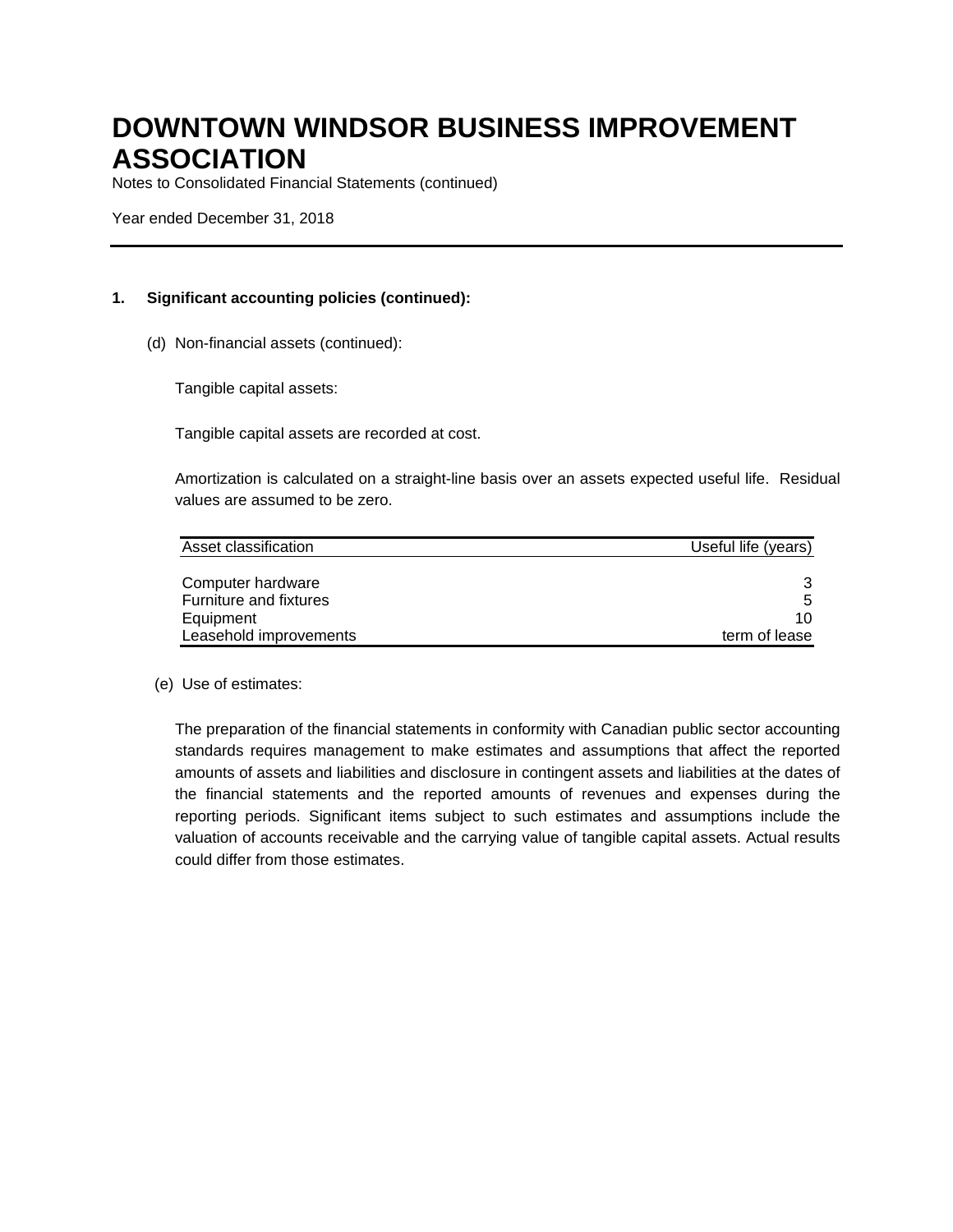# DOWNTOWN WINDSOR BUSINESS IMPROVEMENT ASSOCIATION

Notes to Consolidated Financial Statements (continued)

Year ended December 31, 2018

---

**1. Significant accounting policies (continued):**

(d) Non-financial assets (continued):

Tangible capital assets:

Tangible capital assets are recorded at cost.

Amortization is calculated on a straight-line basis over an assets expected useful life. Residual values are assumed to be zero.

| Asset classification | Useful life (years) |
|---|---|
| Computer hardware | 3 |
| Furniture and fixtures | 5 |
| Equipment | 10 |
| Leasehold improvements | term of lease |

(e) Use of estimates:

The preparation of the financial statements in conformity with Canadian public sector accounting standards requires management to make estimates and assumptions that affect the reported amounts of assets and liabilities and disclosure in contingent assets and liabilities at the dates of the financial statements and the reported amounts of revenues and expenses during the reporting periods. Significant items subject to such estimates and assumptions include the valuation of accounts receivable and the carrying value of tangible capital assets. Actual results could differ from those estimates.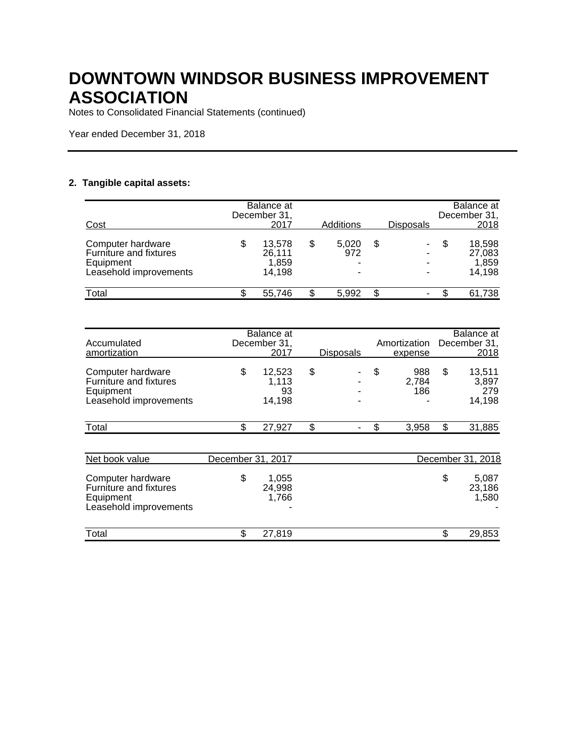# DOWNTOWN WINDSOR BUSINESS IMPROVEMENT ASSOCIATION

Notes to Consolidated Financial Statements (continued)

Year ended December 31, 2018

## 2. Tangible capital assets:

| Cost | Balance at December 31, 2017 | Additions | Disposals | Balance at December 31, 2018 |
|---|---|---|---|---|
| Computer hardware | $ 13,578 | $ 5,020 | $ - | $ 18,598 |
| Furniture and fixtures | 26,111 | 972 | - | 27,083 |
| Equipment | 1,859 | - | - | 1,859 |
| Leasehold improvements | 14,198 | - | - | 14,198 |
| Total | $ 55,746 | $ 5,992 | $ - | $ 61,738 |

| Accumulated amortization | Balance at December 31, 2017 | Disposals | Amortization expense | Balance at December 31, 2018 |
|---|---|---|---|---|
| Computer hardware | $ 12,523 | $ - | $ 988 | $ 13,511 |
| Furniture and fixtures | 1,113 | - | 2,784 | 3,897 |
| Equipment | 93 | - | 186 | 279 |
| Leasehold improvements | 14,198 | - | - | 14,198 |
| Total | $ 27,927 | $ - | $ 3,958 | $ 31,885 |

| Net book value | December 31, 2017 | December 31, 2018 |
|---|---|---|
| Computer hardware | $ 1,055 | $ 5,087 |
| Furniture and fixtures | 24,998 | 23,186 |
| Equipment | 1,766 | 1,580 |
| Leasehold improvements | - | - |
| Total | $ 27,819 | $ 29,853 |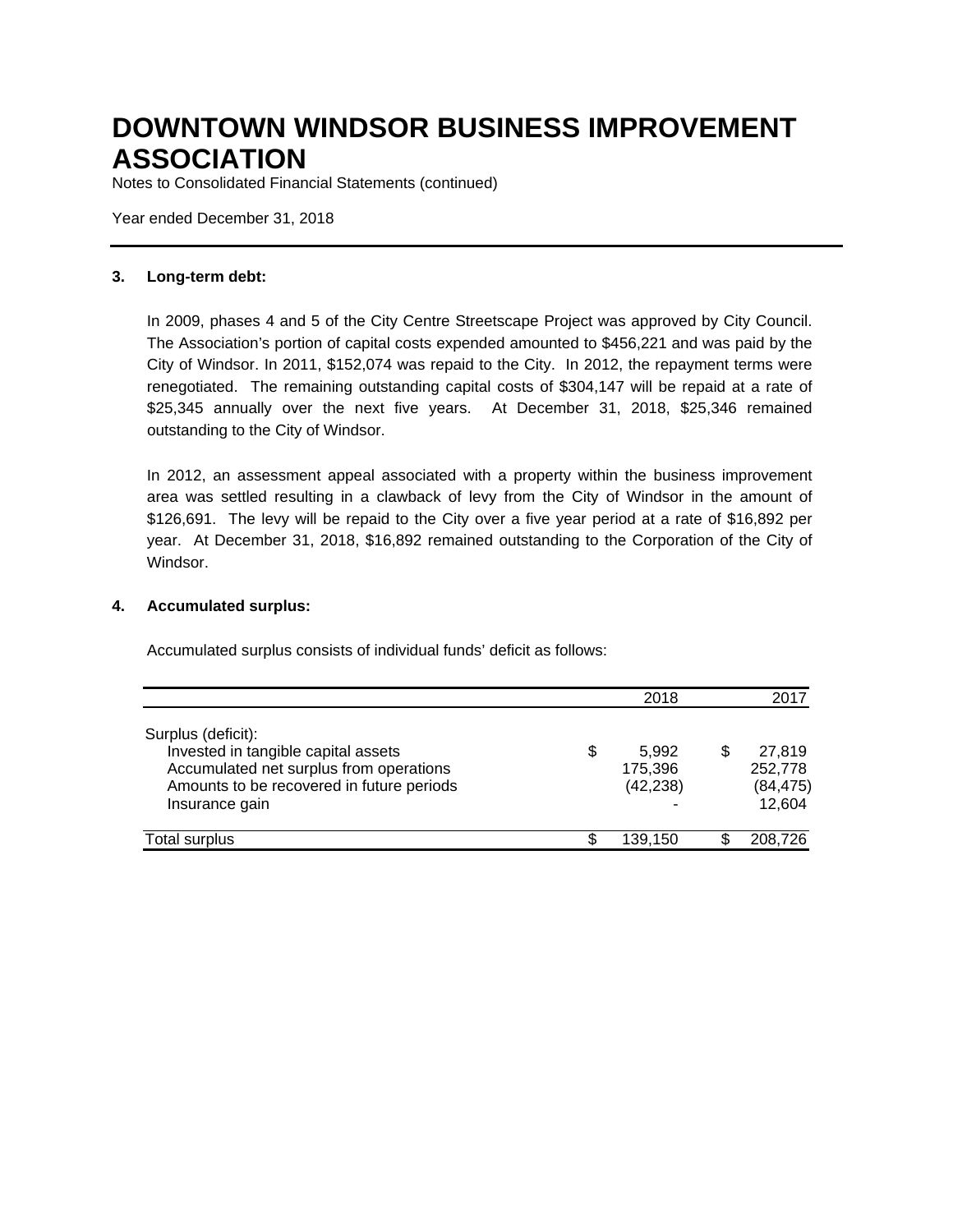# DOWNTOWN WINDSOR BUSINESS IMPROVEMENT ASSOCIATION

Notes to Consolidated Financial Statements (continued)

Year ended December 31, 2018

---

**3. Long-term debt:**

In 2009, phases 4 and 5 of the City Centre Streetscape Project was approved by City Council. The Association's portion of capital costs expended amounted to $456,221 and was paid by the City of Windsor. In 2011, $152,074 was repaid to the City. In 2012, the repayment terms were renegotiated. The remaining outstanding capital costs of $304,147 will be repaid at a rate of $25,345 annually over the next five years. At December 31, 2018, $25,346 remained outstanding to the City of Windsor.

In 2012, an assessment appeal associated with a property within the business improvement area was settled resulting in a clawback of levy from the City of Windsor in the amount of $126,691. The levy will be repaid to the City over a five year period at a rate of $16,892 per year. At December 31, 2018, $16,892 remained outstanding to the Corporation of the City of Windsor.

**4. Accumulated surplus:**

Accumulated surplus consists of individual funds' deficit as follows:

| | 2018 | 2017 |
|---|---|---|
| Surplus (deficit): | | |
| Invested in tangible capital assets | $ 5,992 | $ 27,819 |
| Accumulated net surplus from operations | 175,396 | 252,778 |
| Amounts to be recovered in future periods | (42,238) | (84,475) |
| Insurance gain | - | 12,604 |
| Total surplus | $ 139,150 | $ 208,726 |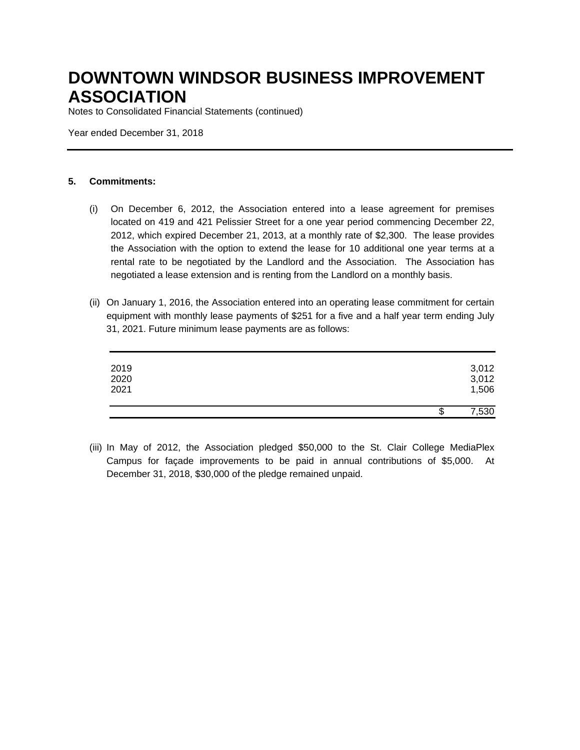# DOWNTOWN WINDSOR BUSINESS IMPROVEMENT ASSOCIATION

Notes to Consolidated Financial Statements (continued)

Year ended December 31, 2018

---

**5. Commitments:**

(i) On December 6, 2012, the Association entered into a lease agreement for premises located on 419 and 421 Pelissier Street for a one year period commencing December 22, 2012, which expired December 21, 2013, at a monthly rate of $2,300. The lease provides the Association with the option to extend the lease for 10 additional one year terms at a rental rate to be negotiated by the Landlord and the Association. The Association has negotiated a lease extension and is renting from the Landlord on a monthly basis.

(ii) On January 1, 2016, the Association entered into an operating lease commitment for certain equipment with monthly lease payments of $251 for a five and a half year term ending July 31, 2021. Future minimum lease payments are as follows:

| | |
|---|---|
| 2019 | 3,012 |
| 2020 | 3,012 |
| 2021 | 1,506 |
| | $ 7,530 |

(iii) In May of 2012, the Association pledged $50,000 to the St. Clair College MediaPlex Campus for façade improvements to be paid in annual contributions of $5,000. At December 31, 2018, $30,000 of the pledge remained unpaid.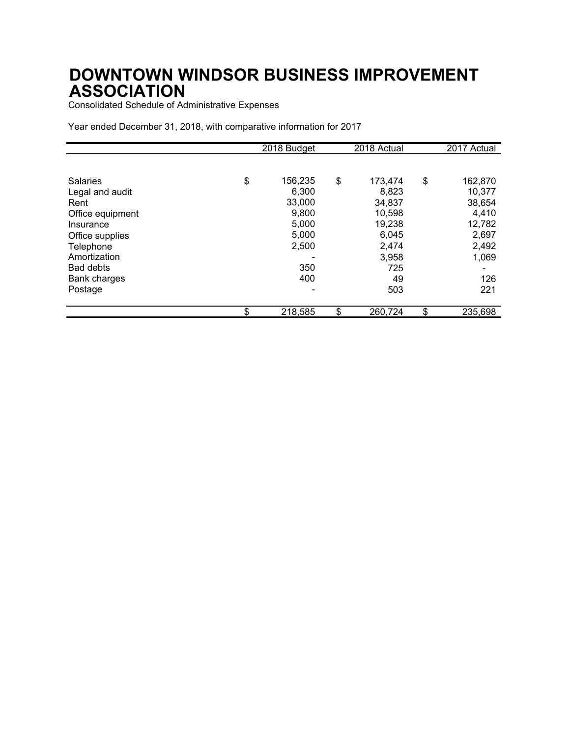# DOWNTOWN WINDSOR BUSINESS IMPROVEMENT ASSOCIATION

Consolidated Schedule of Administrative Expenses

Year ended December 31, 2018, with comparative information for 2017

| | 2018 Budget | 2018 Actual | 2017 Actual |
|---|---|---|---|
| Salaries | $ 156,235 | $ 173,474 | $ 162,870 |
| Legal and audit | 6,300 | 8,823 | 10,377 |
| Rent | 33,000 | 34,837 | 38,654 |
| Office equipment | 9,800 | 10,598 | 4,410 |
| Insurance | 5,000 | 19,238 | 12,782 |
| Office supplies | 5,000 | 6,045 | 2,697 |
| Telephone | 2,500 | 2,474 | 2,492 |
| Amortization | - | 3,958 | 1,069 |
| Bad debts | 350 | 725 | - |
| Bank charges | 400 | 49 | 126 |
| Postage | - | 503 | 221 |
| | $ 218,585 | $ 260,724 | $ 235,698 |